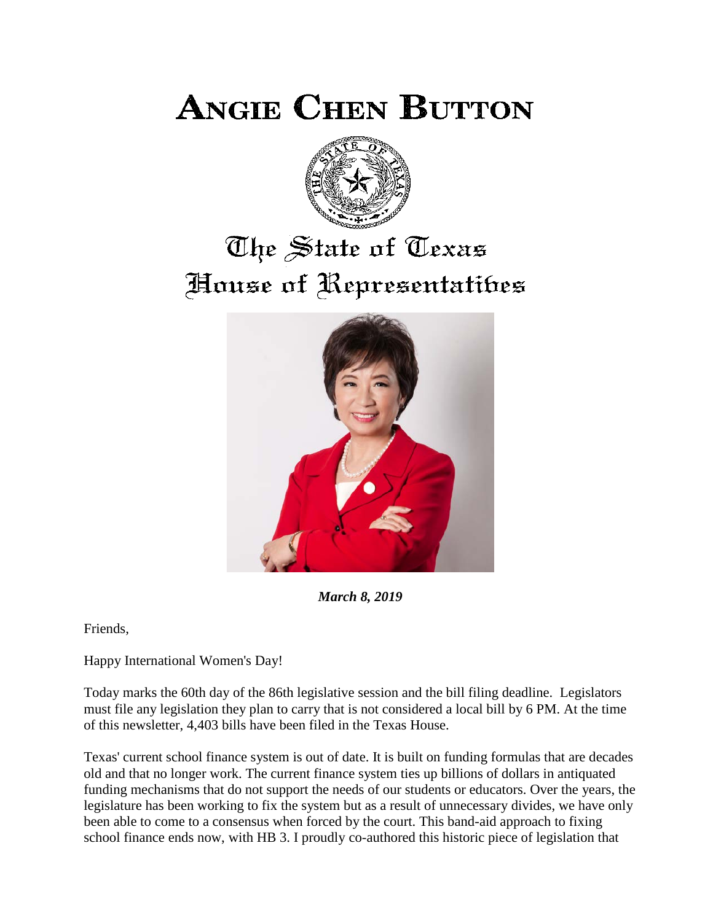# ANGIE CHEN BUTTON

## The State of Texas
## House of Representatives

***March 8, 2019***

Friends,

Happy International Women's Day!

Today marks the 60th day of the 86th legislative session and the bill filing deadline. Legislators must file any legislation they plan to carry that is not considered a local bill by 6 PM. At the time of this newsletter, 4,403 bills have been filed in the Texas House.

Texas' current school finance system is out of date. It is built on funding formulas that are decades old and that no longer work. The current finance system ties up billions of dollars in antiquated funding mechanisms that do not support the needs of our students or educators. Over the years, the legislature has been working to fix the system but as a result of unnecessary divides, we have only been able to come to a consensus when forced by the court. This band-aid approach to fixing school finance ends now, with HB 3. I proudly co-authored this historic piece of legislation that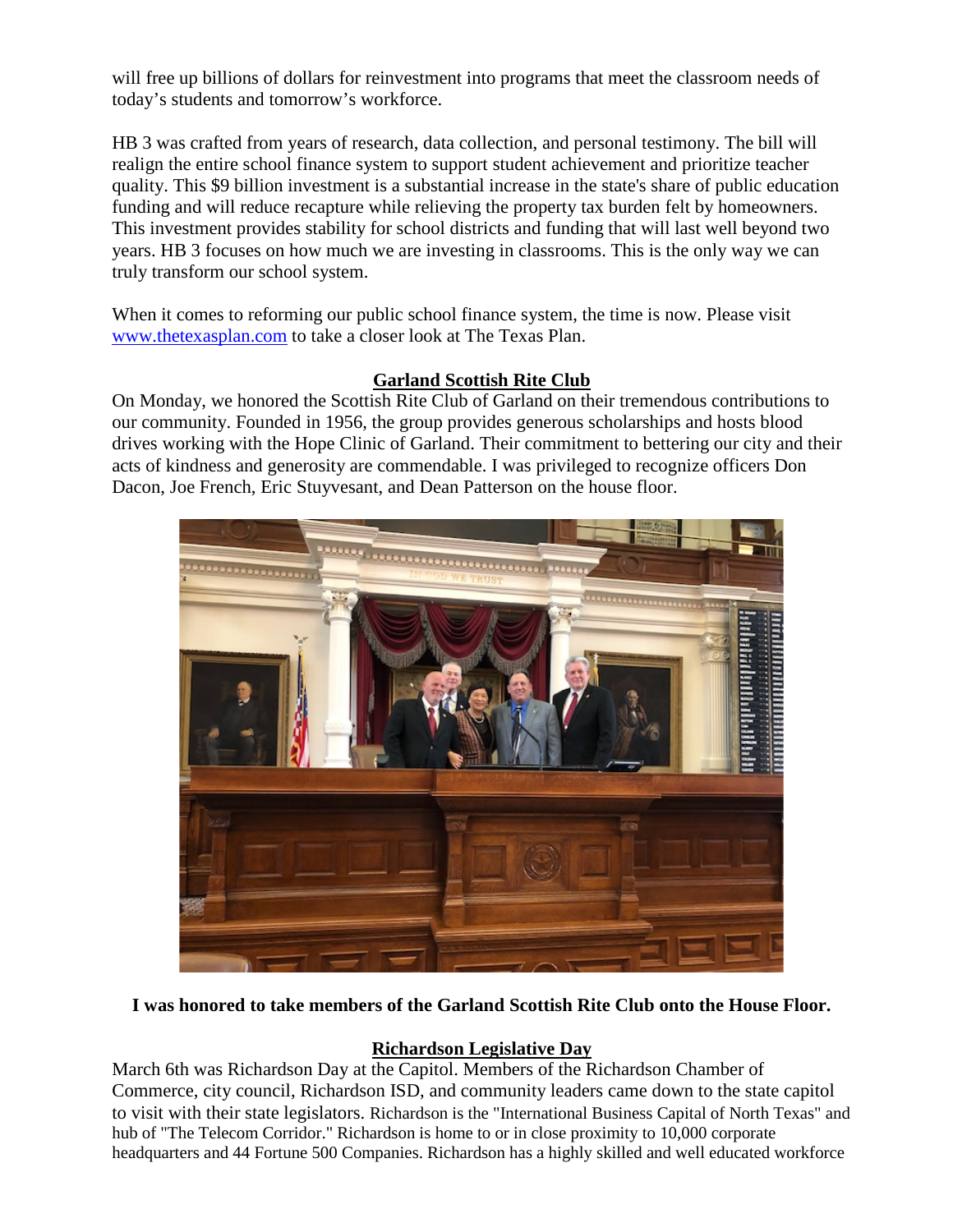will free up billions of dollars for reinvestment into programs that meet the classroom needs of today's students and tomorrow's workforce.

HB 3 was crafted from years of research, data collection, and personal testimony. The bill will realign the entire school finance system to support student achievement and prioritize teacher quality. This $9 billion investment is a substantial increase in the state's share of public education funding and will reduce recapture while relieving the property tax burden felt by homeowners. This investment provides stability for school districts and funding that will last well beyond two years. HB 3 focuses on how much we are investing in classrooms. This is the only way we can truly transform our school system.

When it comes to reforming our public school finance system, the time is now. Please visit [www.thetexasplan.com](http://www.thetexasplan.com) to take a closer look at The Texas Plan.

## Garland Scottish Rite Club

On Monday, we honored the Scottish Rite Club of Garland on their tremendous contributions to our community. Founded in 1956, the group provides generous scholarships and hosts blood drives working with the Hope Clinic of Garland. Their commitment to bettering our city and their acts of kindness and generosity are commendable. I was privileged to recognize officers Don Dacon, Joe French, Eric Stuyvesant, and Dean Patterson on the house floor.

**I was honored to take members of the Garland Scottish Rite Club onto the House Floor.**

## Richardson Legislative Day

March 6th was Richardson Day at the Capitol. Members of the Richardson Chamber of Commerce, city council, Richardson ISD, and community leaders came down to the state capitol to visit with their state legislators. Richardson is the "International Business Capital of North Texas" and hub of "The Telecom Corridor." Richardson is home to or in close proximity to 10,000 corporate headquarters and 44 Fortune 500 Companies. Richardson has a highly skilled and well educated workforce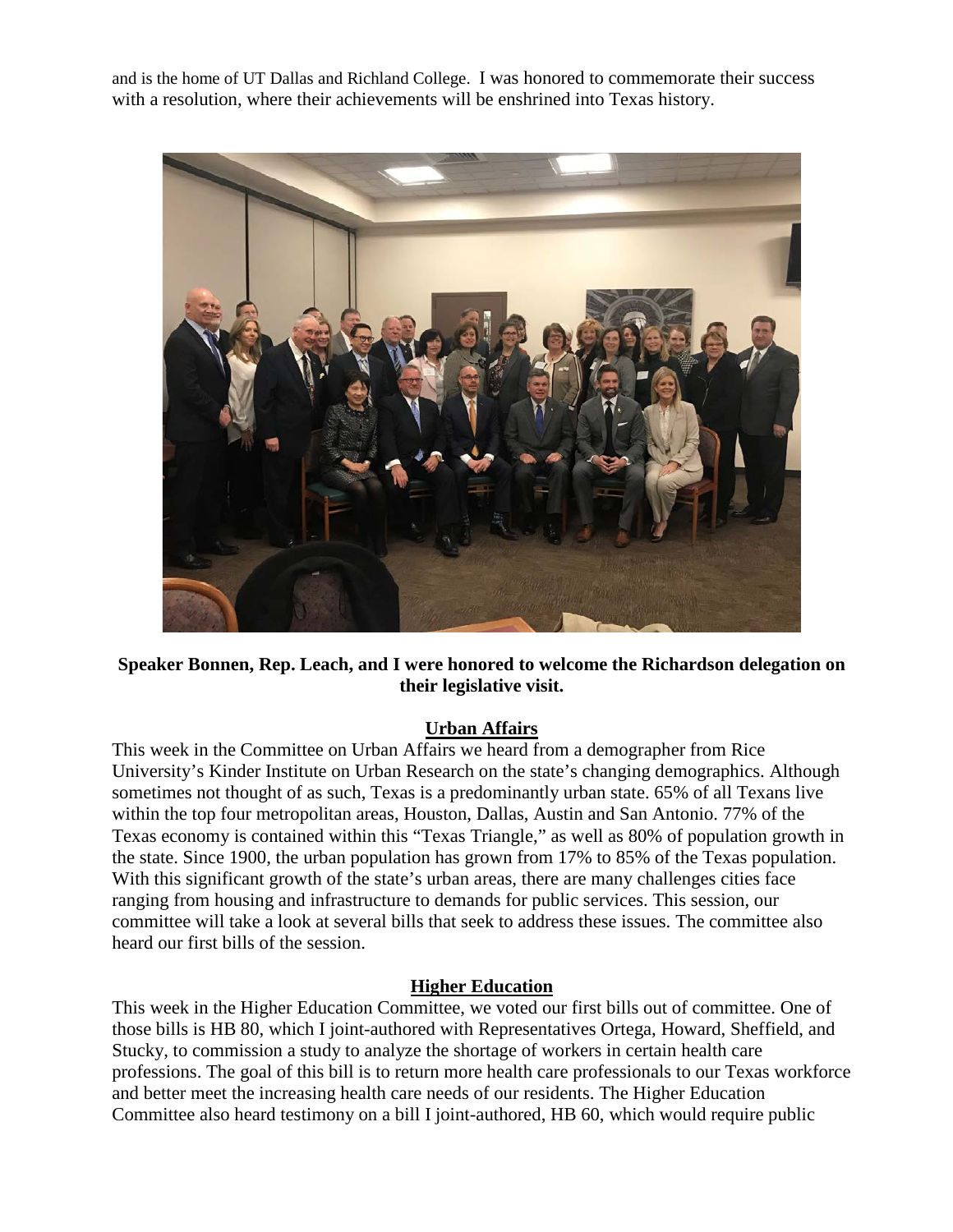and is the home of UT Dallas and Richland College. I was honored to commemorate their success with a resolution, where their achievements will be enshrined into Texas history.

**Speaker Bonnen, Rep. Leach, and I were honored to welcome the Richardson delegation on their legislative visit.**

## Urban Affairs

This week in the Committee on Urban Affairs we heard from a demographer from Rice University's Kinder Institute on Urban Research on the state's changing demographics. Although sometimes not thought of as such, Texas is a predominantly urban state. 65% of all Texans live within the top four metropolitan areas, Houston, Dallas, Austin and San Antonio. 77% of the Texas economy is contained within this "Texas Triangle," as well as 80% of population growth in the state. Since 1900, the urban population has grown from 17% to 85% of the Texas population. With this significant growth of the state's urban areas, there are many challenges cities face ranging from housing and infrastructure to demands for public services. This session, our committee will take a look at several bills that seek to address these issues. The committee also heard our first bills of the session.

## Higher Education

This week in the Higher Education Committee, we voted our first bills out of committee. One of those bills is HB 80, which I joint-authored with Representatives Ortega, Howard, Sheffield, and Stucky, to commission a study to analyze the shortage of workers in certain health care professions. The goal of this bill is to return more health care professionals to our Texas workforce and better meet the increasing health care needs of our residents. The Higher Education Committee also heard testimony on a bill I joint-authored, HB 60, which would require public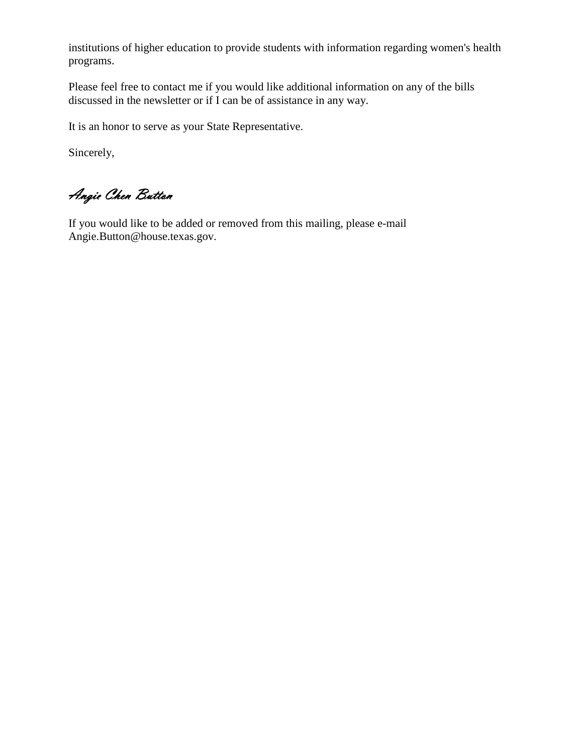institutions of higher education to provide students with information regarding women's health programs.

Please feel free to contact me if you would like additional information on any of the bills discussed in the newsletter or if I can be of assistance in any way.

It is an honor to serve as your State Representative.

Sincerely,

*Angie Chen Button*

If you would like to be added or removed from this mailing, please e-mail Angie.Button@house.texas.gov.